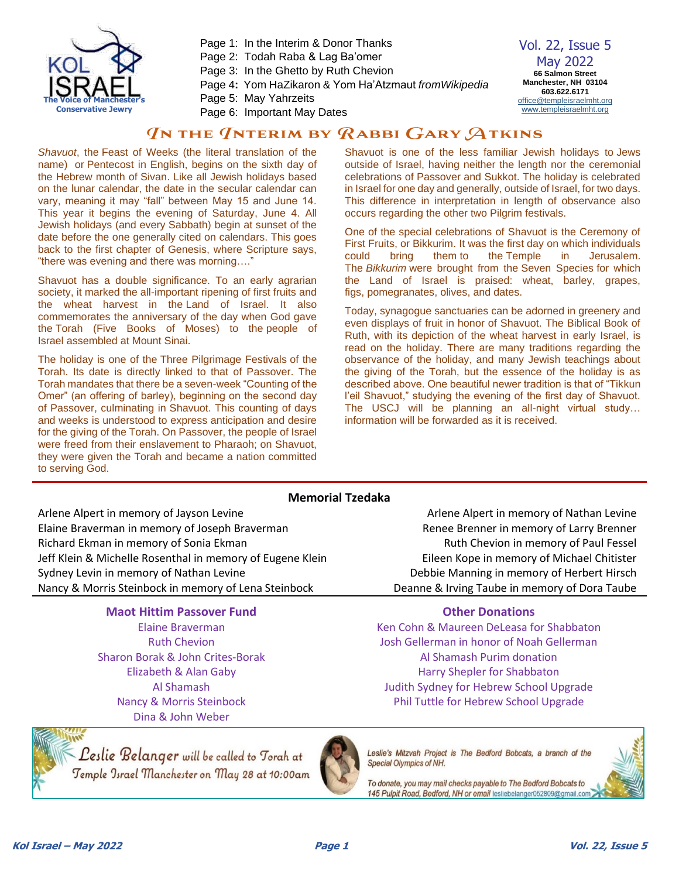KOL ISRAEL
The Voice of Manchester's Conservative Jewry

Page 1: In the Interim & Donor Thanks
Page 2: Todah Raba & Lag Ba'omer
Page 3: In the Ghetto by Ruth Chevion
Page 4: Yom HaZikaron & Yom Ha'Atzmaut *fromWikipedia*
Page 5: May Yahrzeits
Page 6: Important May Dates

Vol. 22, Issue 5
May 2022
**66 Salmon Street**
**Manchester, NH 03104**
**603.622.6171**
office@templeisraelmht.org
www.templeisraelmht.org

# In the Interim by Rabbi Gary Atkins

*Shavuot*, the Feast of Weeks (the literal translation of the name) or Pentecost in English, begins on the sixth day of the Hebrew month of Sivan. Like all Jewish holidays based on the lunar calendar, the date in the secular calendar can vary, meaning it may "fall" between May 15 and June 14. This year it begins the evening of Saturday, June 4. All Jewish holidays (and every Sabbath) begin at sunset of the date before the one generally cited on calendars. This goes back to the first chapter of Genesis, where Scripture says, "there was evening and there was morning…."

Shavuot has a double significance. To an early agrarian society, it marked the all-important ripening of first fruits and the wheat harvest in the Land of Israel. It also commemorates the anniversary of the day when God gave the Torah (Five Books of Moses) to the people of Israel assembled at Mount Sinai.

The holiday is one of the Three Pilgrimage Festivals of the Torah. Its date is directly linked to that of Passover. The Torah mandates that there be a seven-week "Counting of the Omer" (an offering of barley), beginning on the second day of Passover, culminating in Shavuot. This counting of days and weeks is understood to express anticipation and desire for the giving of the Torah. On Passover, the people of Israel were freed from their enslavement to Pharaoh; on Shavuot, they were given the Torah and became a nation committed to serving God.

Shavuot is one of the less familiar Jewish holidays to Jews outside of Israel, having neither the length nor the ceremonial celebrations of Passover and Sukkot. The holiday is celebrated in Israel for one day and generally, outside of Israel, for two days. This difference in interpretation in length of observance also occurs regarding the other two Pilgrim festivals.

One of the special celebrations of Shavuot is the Ceremony of First Fruits, or Bikkurim. It was the first day on which individuals could bring them to the Temple in Jerusalem. The *Bikkurim* were brought from the Seven Species for which the Land of Israel is praised: wheat, barley, grapes, figs, pomegranates, olives, and dates.

Today, synagogue sanctuaries can be adorned in greenery and even displays of fruit in honor of Shavuot. The Biblical Book of Ruth, with its depiction of the wheat harvest in early Israel, is read on the holiday. There are many traditions regarding the observance of the holiday, and many Jewish teachings about the giving of the Torah, but the essence of the holiday is as described above. One beautiful newer tradition is that of "Tikkun l'eil Shavuot," studying the evening of the first day of Shavuot. The USCJ will be planning an all-night virtual study… information will be forwarded as it is received.

## Memorial Tzedaka

- Arlene Alpert in memory of Jayson Levine
- Elaine Braverman in memory of Joseph Braverman
- Richard Ekman in memory of Sonia Ekman
- Jeff Klein & Michelle Rosenthal in memory of Eugene Klein
- Sydney Levin in memory of Nathan Levine
- Nancy & Morris Steinbock in memory of Lena Steinbock
- Arlene Alpert in memory of Nathan Levine
- Renee Brenner in memory of Larry Brenner
- Ruth Chevion in memory of Paul Fessel
- Eileen Kope in memory of Michael Chitister
- Debbie Manning in memory of Herbert Hirsch
- Deanne & Irving Taube in memory of Dora Taube

## Maot Hittim Passover Fund

- Elaine Braverman
- Ruth Chevion
- Sharon Borak & John Crites-Borak
- Elizabeth & Alan Gaby
- Al Shamash
- Nancy & Morris Steinbock
- Dina & John Weber

## Other Donations

- Ken Cohn & Maureen DeLeasa for Shabbaton
- Josh Gellerman in honor of Noah Gellerman
- Al Shamash Purim donation
- Harry Shepler for Shabbaton
- Judith Sydney for Hebrew School Upgrade
- Phil Tuttle for Hebrew School Upgrade

Leslie Belanger will be called to Torah at Temple Israel Manchester on May 28 at 10:00am

*Leslie's Mitzvah Project is The Bedford Bobcats, a branch of the Special Olympics of NH.*

*To donate, you may mail checks payable to The Bedford Bobcats to 145 Pulpit Road, Bedford, NH or email lesliebelanger052809@gmail.com*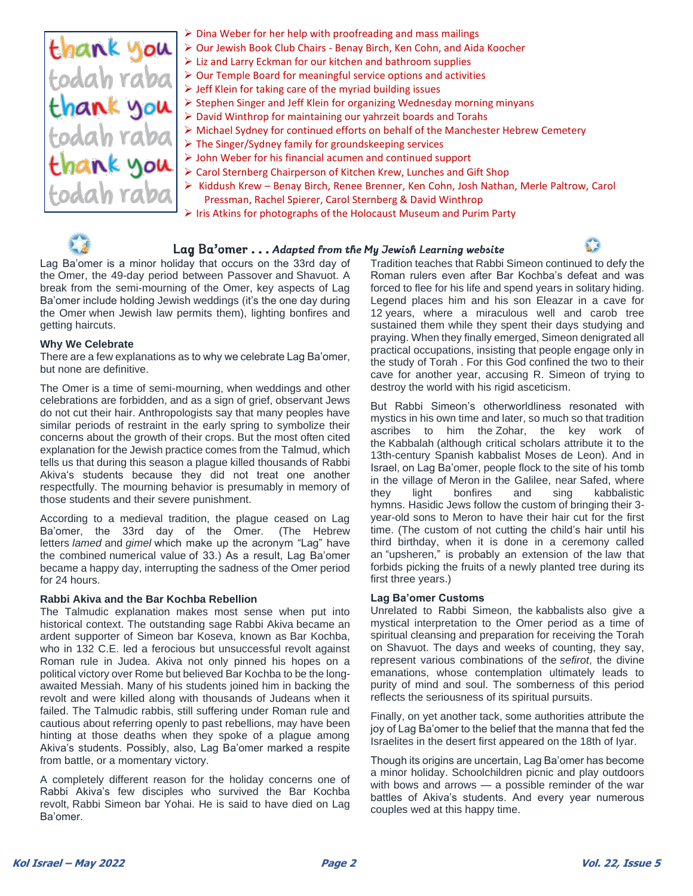thank you
todah raba
thank you
todah raba
thank you
todah raba

- Dina Weber for her help with proofreading and mass mailings
- Our Jewish Book Club Chairs - Benay Birch, Ken Cohn, and Aida Koocher
- Liz and Larry Eckman for our kitchen and bathroom supplies
- Our Temple Board for meaningful service options and activities
- Jeff Klein for taking care of the myriad building issues
- Stephen Singer and Jeff Klein for organizing Wednesday morning minyans
- David Winthrop for maintaining our yahrzeit boards and Torahs
- Michael Sydney for continued efforts on behalf of the Manchester Hebrew Cemetery
- The Singer/Sydney family for groundskeeping services
- John Weber for his financial acumen and continued support
- Carol Sternberg Chairperson of Kitchen Krew, Lunches and Gift Shop
- Kiddush Krew – Benay Birch, Renee Brenner, Ken Cohn, Josh Nathan, Merle Paltrow, Carol Pressman, Rachel Spierer, Carol Sternberg & David Winthrop
- Iris Atkins for photographs of the Holocaust Museum and Purim Party

## Lag Ba'omer . . . *Adapted from the My Jewish Learning website*

Lag Ba'omer is a minor holiday that occurs on the 33rd day of the Omer, the 49-day period between Passover and Shavuot. A break from the semi-mourning of the Omer, key aspects of Lag Ba'omer include holding Jewish weddings (it's the one day during the Omer when Jewish law permits them), lighting bonfires and getting haircuts.

**Why We Celebrate**

There are a few explanations as to why we celebrate Lag Ba'omer, but none are definitive.

The Omer is a time of semi-mourning, when weddings and other celebrations are forbidden, and as a sign of grief, observant Jews do not cut their hair. Anthropologists say that many peoples have similar periods of restraint in the early spring to symbolize their concerns about the growth of their crops. But the most often cited explanation for the Jewish practice comes from the Talmud, which tells us that during this season a plague killed thousands of Rabbi Akiva's students because they did not treat one another respectfully. The mourning behavior is presumably in memory of those students and their severe punishment.

According to a medieval tradition, the plague ceased on Lag Ba'omer, the 33rd day of the Omer. (The Hebrew letters *lamed* and *gimel* which make up the acronym "Lag" have the combined numerical value of 33.) As a result, Lag Ba'omer became a happy day, interrupting the sadness of the Omer period for 24 hours.

**Rabbi Akiva and the Bar Kochba Rebellion**

The Talmudic explanation makes most sense when put into historical context. The outstanding sage Rabbi Akiva became an ardent supporter of Simeon bar Koseva, known as Bar Kochba, who in 132 C.E. led a ferocious but unsuccessful revolt against Roman rule in Judea. Akiva not only pinned his hopes on a political victory over Rome but believed Bar Kochba to be the long-awaited Messiah. Many of his students joined him in backing the revolt and were killed along with thousands of Judeans when it failed. The Talmudic rabbis, still suffering under Roman rule and cautious about referring openly to past rebellions, may have been hinting at those deaths when they spoke of a plague among Akiva's students. Possibly, also, Lag Ba'omer marked a respite from battle, or a momentary victory.

A completely different reason for the holiday concerns one of Rabbi Akiva's few disciples who survived the Bar Kochba revolt, Rabbi Simeon bar Yohai. He is said to have died on Lag Ba'omer.

Tradition teaches that Rabbi Simeon continued to defy the Roman rulers even after Bar Kochba's defeat and was forced to flee for his life and spend years in solitary hiding. Legend places him and his son Eleazar in a cave for 12 years, where a miraculous well and carob tree sustained them while they spent their days studying and praying. When they finally emerged, Simeon denigrated all practical occupations, insisting that people engage only in the study of Torah . For this God confined the two to their cave for another year, accusing R. Simeon of trying to destroy the world with his rigid asceticism.

But Rabbi Simeon's otherworldliness resonated with mystics in his own time and later, so much so that tradition ascribes to him the Zohar, the key work of the Kabbalah (although critical scholars attribute it to the 13th-century Spanish kabbalist Moses de Leon). And in Israel, on Lag Ba'omer, people flock to the site of his tomb in the village of Meron in the Galilee, near Safed, where they light bonfires and sing kabbalistic hymns. Hasidic Jews follow the custom of bringing their 3-year-old sons to Meron to have their hair cut for the first time. (The custom of not cutting the child's hair until his third birthday, when it is done in a ceremony called an "upsheren," is probably an extension of the law that forbids picking the fruits of a newly planted tree during its first three years.)

**Lag Ba'omer Customs**

Unrelated to Rabbi Simeon, the kabbalists also give a mystical interpretation to the Omer period as a time of spiritual cleansing and preparation for receiving the Torah on Shavuot. The days and weeks of counting, they say, represent various combinations of the *sefirot*, the divine emanations, whose contemplation ultimately leads to purity of mind and soul. The somberness of this period reflects the seriousness of its spiritual pursuits.

Finally, on yet another tack, some authorities attribute the joy of Lag Ba'omer to the belief that the manna that fed the Israelites in the desert first appeared on the 18th of Iyar.

Though its origins are uncertain, Lag Ba'omer has become a minor holiday. Schoolchildren picnic and play outdoors with bows and arrows — a possible reminder of the war battles of Akiva's students. And every year numerous couples wed at this happy time.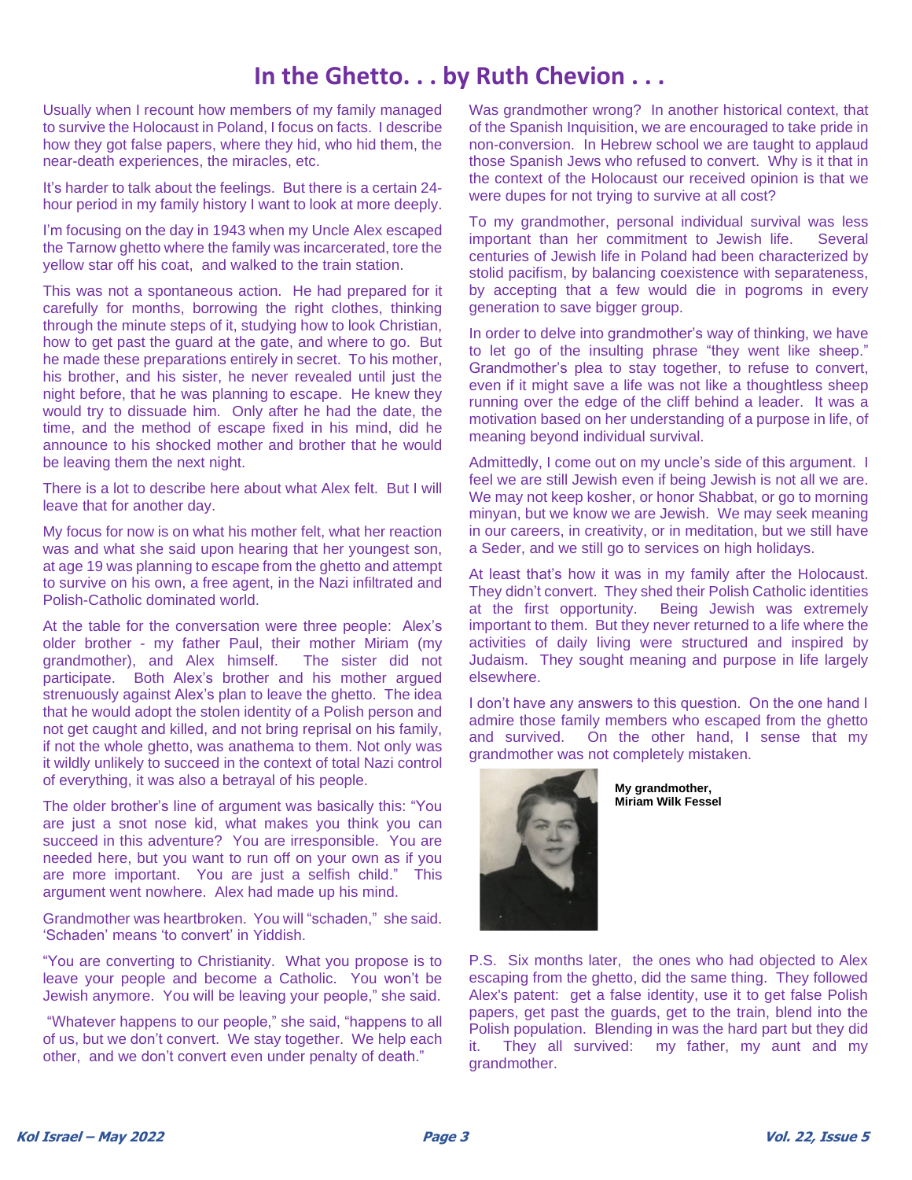# In the Ghetto. . . by Ruth Chevion . . .

Usually when I recount how members of my family managed to survive the Holocaust in Poland, I focus on facts. I describe how they got false papers, where they hid, who hid them, the near-death experiences, the miracles, etc.

It's harder to talk about the feelings. But there is a certain 24-hour period in my family history I want to look at more deeply.

I'm focusing on the day in 1943 when my Uncle Alex escaped the Tarnow ghetto where the family was incarcerated, tore the yellow star off his coat, and walked to the train station.

This was not a spontaneous action. He had prepared for it carefully for months, borrowing the right clothes, thinking through the minute steps of it, studying how to look Christian, how to get past the guard at the gate, and where to go. But he made these preparations entirely in secret. To his mother, his brother, and his sister, he never revealed until just the night before, that he was planning to escape. He knew they would try to dissuade him. Only after he had the date, the time, and the method of escape fixed in his mind, did he announce to his shocked mother and brother that he would be leaving them the next night.

There is a lot to describe here about what Alex felt. But I will leave that for another day.

My focus for now is on what his mother felt, what her reaction was and what she said upon hearing that her youngest son, at age 19 was planning to escape from the ghetto and attempt to survive on his own, a free agent, in the Nazi infiltrated and Polish-Catholic dominated world.

At the table for the conversation were three people: Alex's older brother - my father Paul, their mother Miriam (my grandmother), and Alex himself. The sister did not participate. Both Alex's brother and his mother argued strenuously against Alex's plan to leave the ghetto. The idea that he would adopt the stolen identity of a Polish person and not get caught and killed, and not bring reprisal on his family, if not the whole ghetto, was anathema to them. Not only was it wildly unlikely to succeed in the context of total Nazi control of everything, it was also a betrayal of his people.

The older brother's line of argument was basically this: "You are just a snot nose kid, what makes you think you can succeed in this adventure? You are irresponsible. You are needed here, but you want to run off on your own as if you are more important. You are just a selfish child." This argument went nowhere. Alex had made up his mind.

Grandmother was heartbroken. You will "schaden," she said. 'Schaden' means 'to convert' in Yiddish.

"You are converting to Christianity. What you propose is to leave your people and become a Catholic. You won't be Jewish anymore. You will be leaving your people," she said.

"Whatever happens to our people," she said, "happens to all of us, but we don't convert. We stay together. We help each other, and we don't convert even under penalty of death."

Was grandmother wrong? In another historical context, that of the Spanish Inquisition, we are encouraged to take pride in non-conversion. In Hebrew school we are taught to applaud those Spanish Jews who refused to convert. Why is it that in the context of the Holocaust our received opinion is that we were dupes for not trying to survive at all cost?

To my grandmother, personal individual survival was less important than her commitment to Jewish life. Several centuries of Jewish life in Poland had been characterized by stolid pacifism, by balancing coexistence with separateness, by accepting that a few would die in pogroms in every generation to save bigger group.

In order to delve into grandmother's way of thinking, we have to let go of the insulting phrase "they went like sheep." Grandmother's plea to stay together, to refuse to convert, even if it might save a life was not like a thoughtless sheep running over the edge of the cliff behind a leader. It was a motivation based on her understanding of a purpose in life, of meaning beyond individual survival.

Admittedly, I come out on my uncle's side of this argument. I feel we are still Jewish even if being Jewish is not all we are. We may not keep kosher, or honor Shabbat, or go to morning minyan, but we know we are Jewish. We may seek meaning in our careers, in creativity, or in meditation, but we still have a Seder, and we still go to services on high holidays.

At least that's how it was in my family after the Holocaust. They didn't convert. They shed their Polish Catholic identities at the first opportunity. Being Jewish was extremely important to them. But they never returned to a life where the activities of daily living were structured and inspired by Judaism. They sought meaning and purpose in life largely elsewhere.

I don't have any answers to this question. On the one hand I admire those family members who escaped from the ghetto and survived. On the other hand, I sense that my grandmother was not completely mistaken.

**My grandmother, Miriam Wilk Fessel**

P.S. Six months later, the ones who had objected to Alex escaping from the ghetto, did the same thing. They followed Alex's patent: get a false identity, use it to get false Polish papers, get past the guards, get to the train, blend into the Polish population. Blending in was the hard part but they did it. They all survived: my father, my aunt and my grandmother.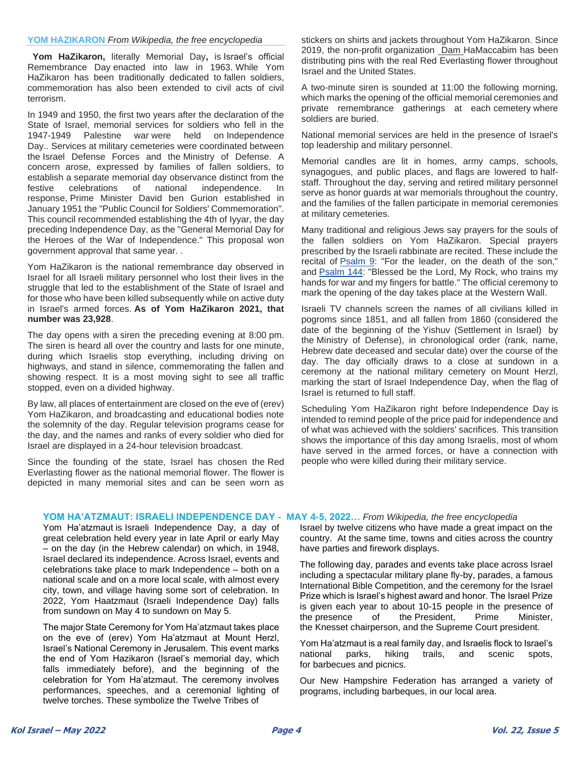## YOM HAZIKARON *From Wikipedia, the free encyclopedia*

**Yom HaZikaron,** literally Memorial Day**,** is Israel's official Remembrance Day enacted into law in 1963. While Yom HaZikaron has been traditionally dedicated to fallen soldiers, commemoration has also been extended to civil acts of civil terrorism.

In 1949 and 1950, the first two years after the declaration of the State of Israel, memorial services for soldiers who fell in the 1947-1949 Palestine war were held on Independence Day.. Services at military cemeteries were coordinated between the Israel Defense Forces and the Ministry of Defense. A concern arose, expressed by families of fallen soldiers, to establish a separate memorial day observance distinct from the festive celebrations of national independence. In response, Prime Minister David ben Gurion established in January 1951 the "Public Council for Soldiers' Commemoration". This council recommended establishing the 4th of Iyyar, the day preceding Independence Day, as the "General Memorial Day for the Heroes of the War of Independence." This proposal won government approval that same year. .

Yom HaZikaron is the national remembrance day observed in Israel for all Israeli military personnel who lost their lives in the struggle that led to the establishment of the State of Israel and for those who have been killed subsequently while on active duty in Israel's armed forces. **As of Yom HaZikaron 2021, that number was 23,928**.

The day opens with a siren the preceding evening at 8:00 pm. The siren is heard all over the country and lasts for one minute, during which Israelis stop everything, including driving on highways, and stand in silence, commemorating the fallen and showing respect. It is a most moving sight to see all traffic stopped, even on a divided highway.

By law, all places of entertainment are closed on the eve of (erev) Yom HaZikaron, and broadcasting and educational bodies note the solemnity of the day. Regular television programs cease for the day, and the names and ranks of every soldier who died for Israel are displayed in a 24-hour television broadcast.

Since the founding of the state, Israel has chosen the Red Everlasting flower as the national memorial flower. The flower is depicted in many memorial sites and can be seen worn as stickers on shirts and jackets throughout Yom HaZikaron. Since 2019, the non-profit organization Dam HaMaccabim has been distributing pins with the real Red Everlasting flower throughout Israel and the United States.

A two-minute siren is sounded at 11:00 the following morning, which marks the opening of the official memorial ceremonies and private remembrance gatherings at each cemetery where soldiers are buried.

National memorial services are held in the presence of Israel's top leadership and military personnel.

Memorial candles are lit in homes, army camps, schools, synagogues, and public places, and flags are lowered to half-staff. Throughout the day, serving and retired military personnel serve as honor guards at war memorials throughout the country, and the families of the fallen participate in memorial ceremonies at military cemeteries.

Many traditional and religious Jews say prayers for the souls of the fallen soldiers on Yom HaZikaron. Special prayers prescribed by the Israeli rabbinate are recited. These include the recital of Psalm 9: "For the leader, on the death of the son," and Psalm 144: "Blessed be the Lord, My Rock, who trains my hands for war and my fingers for battle." The official ceremony to mark the opening of the day takes place at the Western Wall.

Israeli TV channels screen the names of all civilians killed in pogroms since 1851, and all fallen from 1860 (considered the date of the beginning of the Yishuv (Settlement in Israel) by the Ministry of Defense), in chronological order (rank, name, Hebrew date deceased and secular date) over the course of the day. The day officially draws to a close at sundown in a ceremony at the national military cemetery on Mount Herzl, marking the start of Israel Independence Day, when the flag of Israel is returned to full staff.

Scheduling Yom HaZikaron right before Independence Day is intended to remind people of the price paid for independence and of what was achieved with the soldiers' sacrifices. This transition shows the importance of this day among Israelis, most of whom have served in the armed forces, or have a connection with people who were killed during their military service.

## YOM HA'ATZMAUT: ISRAELI INDEPENDENCE DAY - MAY 4-5, 2022… *From Wikipedia, the free encyclopedia*

Yom Ha'atzmaut is Israeli Independence Day, a day of great celebration held every year in late April or early May – on the day (in the Hebrew calendar) on which, in 1948, Israel declared its independence. Across Israel, events and celebrations take place to mark Independence – both on a national scale and on a more local scale, with almost every city, town, and village having some sort of celebration. In 2022, Yom Haatzmaut (Israeli Independence Day) falls from sundown on May 4 to sundown on May 5.

The major State Ceremony for Yom Ha'atzmaut takes place on the eve of (erev) Yom Ha'atzmaut at Mount Herzl, Israel's National Ceremony in Jerusalem. This event marks the end of Yom Hazikaron (Israel's memorial day, which falls immediately before), and the beginning of the celebration for Yom Ha'atzmaut. The ceremony involves performances, speeches, and a ceremonial lighting of twelve torches. These symbolize the Twelve Tribes of Israel by twelve citizens who have made a great impact on the country. At the same time, towns and cities across the country have parties and firework displays.

The following day, parades and events take place across Israel including a spectacular military plane fly-by, parades, a famous International Bible Competition, and the ceremony for the Israel Prize which is Israel's highest award and honor. The Israel Prize is given each year to about 10-15 people in the presence of the presence of the President, Prime Minister, the Knesset chairperson, and the Supreme Court president.

Yom Ha'atzmaut is a real family day, and Israelis flock to Israel's national parks, hiking trails, and scenic spots, for barbecues and picnics.

Our New Hampshire Federation has arranged a variety of programs, including barbeques, in our local area.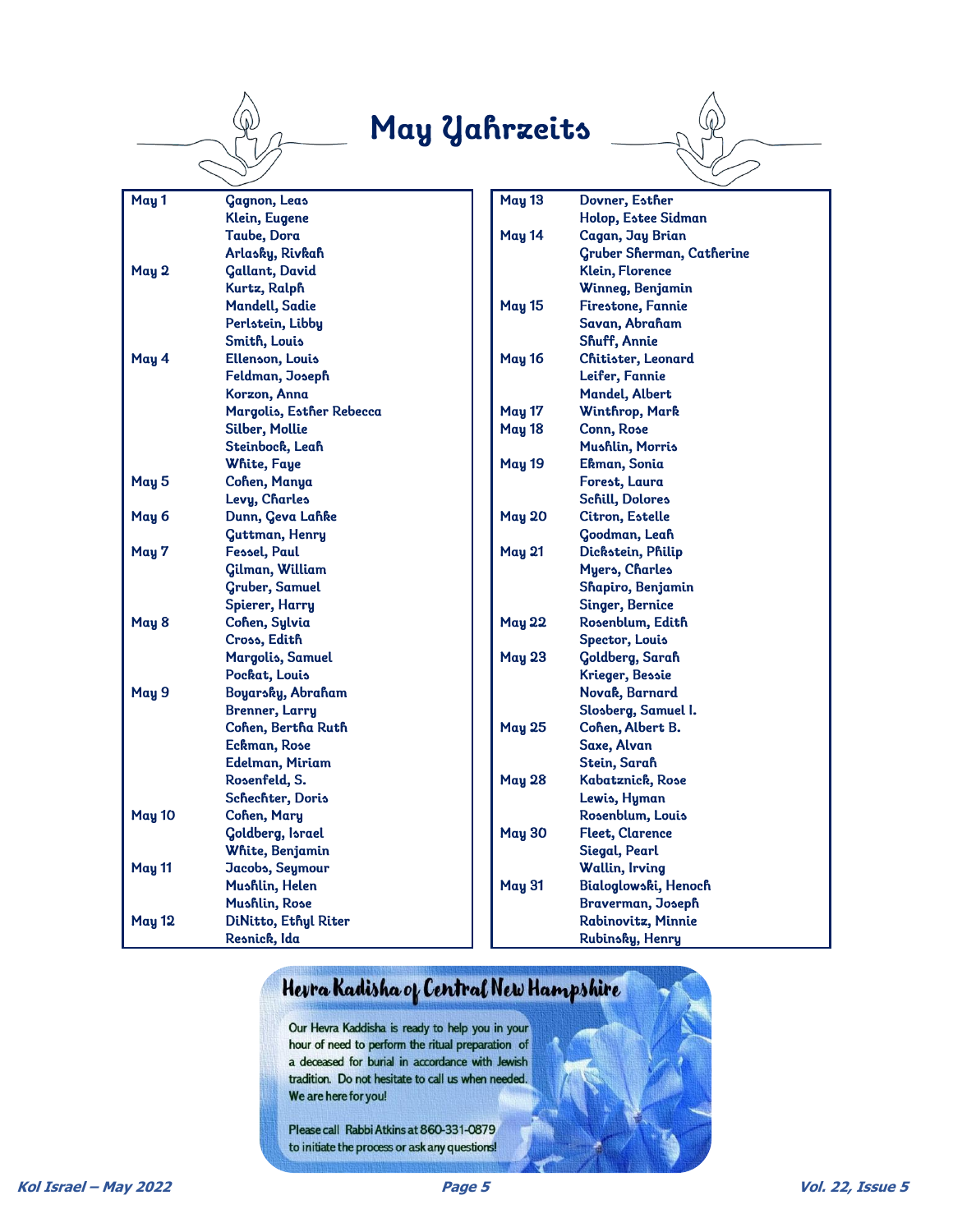# May Yahrzeits

| Date | Name |
|---|---|
| May 1 | Gagnon, Leas |
| | Klein, Eugene |
| | Taube, Dora |
| | Arlasky, Rivkah |
| May 2 | Gallant, David |
| | Kurtz, Ralph |
| | Mandell, Sadie |
| | Perlstein, Libby |
| | Smith, Louis |
| May 4 | Ellenson, Louis |
| | Feldman, Joseph |
| | Korzon, Anna |
| | Margolis, Esther Rebecca |
| | Silber, Mollie |
| | Steinbock, Leah |
| | White, Faye |
| May 5 | Cohen, Manya |
| | Levy, Charles |
| May 6 | Dunn, Geva Lahke |
| | Guttman, Henry |
| May 7 | Fessel, Paul |
| | Gilman, William |
| | Gruber, Samuel |
| | Spierer, Harry |
| May 8 | Cohen, Sylvia |
| | Cross, Edith |
| | Margolis, Samuel |
| | Pockat, Louis |
| May 9 | Boyarsky, Abraham |
| | Brenner, Larry |
| | Cohen, Bertha Ruth |
| | Eckman, Rose |
| | Edelman, Miriam |
| | Rosenfeld, S. |
| | Schechter, Doris |
| May 10 | Cohen, Mary |
| | Goldberg, Israel |
| | White, Benjamin |
| May 11 | Jacobs, Seymour |
| | Mushlin, Helen |
| | Mushlin, Rose |
| May 12 | DiNitto, Ethyl Riter |
| | Resnick, Ida |
| May 13 | Dovner, Esther |
| | Holop, Estee Sidman |
| May 14 | Cagan, Jay Brian |
| | Gruber Sherman, Catherine |
| | Klein, Florence |
| | Winneg, Benjamin |
| May 15 | Firestone, Fannie |
| | Savan, Abraham |
| | Shuff, Annie |
| May 16 | Chitister, Leonard |
| | Leifer, Fannie |
| | Mandel, Albert |
| May 17 | Winthrop, Mark |
| May 18 | Conn, Rose |
| | Mushlin, Morris |
| May 19 | Ekman, Sonia |
| | Forest, Laura |
| | Schill, Dolores |
| May 20 | Citron, Estelle |
| | Goodman, Leah |
| May 21 | Dickstein, Philip |
| | Myers, Charles |
| | Shapiro, Benjamin |
| | Singer, Bernice |
| May 22 | Rosenblum, Edith |
| | Spector, Louis |
| May 23 | Goldberg, Sarah |
| | Krieger, Bessie |
| | Novak, Barnard |
| | Slosberg, Samuel I. |
| May 25 | Cohen, Albert B. |
| | Saxe, Alvan |
| | Stein, Sarah |
| May 28 | Kabatznick, Rose |
| | Lewis, Hyman |
| | Rosenblum, Louis |
| May 30 | Fleet, Clarence |
| | Siegal, Pearl |
| | Wallin, Irving |
| May 31 | Bialoglowski, Henoch |
| | Braverman, Joseph |
| | Rabinovitz, Minnie |
| | Rubinsky, Henry |

## Hevra Kadisha of Central New Hampshire

Our Hevra Kaddisha is ready to help you in your hour of need to perform the ritual preparation of a deceased for burial in accordance with Jewish tradition. Do not hesitate to call us when needed. We are here for you!

Please call Rabbi Atkins at 860-331-0879 to initiate the process or ask any questions!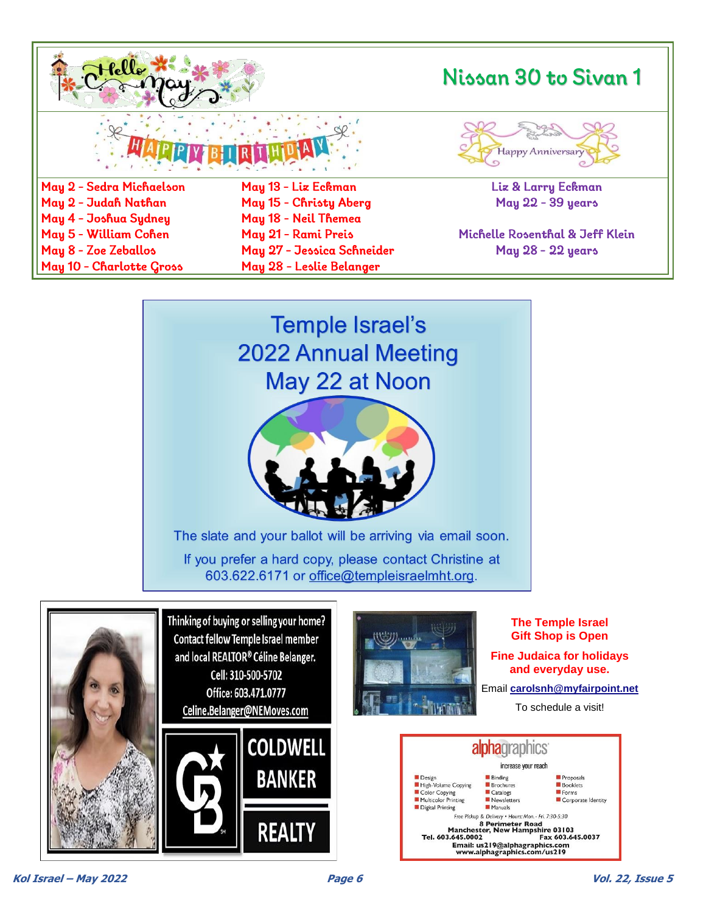Hello May

## Nissan 30 to Sivan 1

HAPPY BIRTHDAY

May 2 - Sedra Michaelson
May 2 - Judah Nathan
May 4 - Joshua Sydney
May 5 - William Cohen
May 8 - Zoe Zeballos
May 10 - Charlotte Gross
May 13 - Liz Eckman
May 15 - Christy Aberg
May 18 - Neil Themea
May 21 - Rami Preis
May 27 - Jessica Schneider
May 28 - Leslie Belanger

Happy Anniversary

Liz & Larry Eckman
May 22 - 39 years

Michelle Rosenthal & Jeff Klein
May 28 - 22 years

## Temple Israel's 2022 Annual Meeting May 22 at Noon

The slate and your ballot will be arriving via email soon.

If you prefer a hard copy, please contact Christine at 603.622.6171 or office@templeisraelmht.org.

Thinking of buying or selling your home? Contact fellow Temple Israel member and local REALTOR® Céline Belanger.
Cell: 310-500-5702
Office: 603.471.0777
Celine.Belanger@NEMoves.com

COLDWELL BANKER REALTY

**The Temple Israel Gift Shop is Open**

**Fine Judaica for holidays and everyday use.**

Email **carolsnh@myfairpoint.net**

To schedule a visit!

alphagraphics
increase your reach

- Design
- High-Volume Copying
- Color Copying
- Multicolor Printing
- Digital Printing
- Binding
- Brochures
- Catalogs
- Newsletters
- Manuals
- Proposals
- Booklets
- Forms
- Corporate Identity

Free Pickup & Delivery • Hours: Mon. - Fri. 7:30-5:30
8 Perimeter Road
Manchester, New Hampshire 03103
Tel. 603.645.0002 Fax 603.645.0037
Email: us219@alphagraphics.com
www.alphagraphics.com/us219